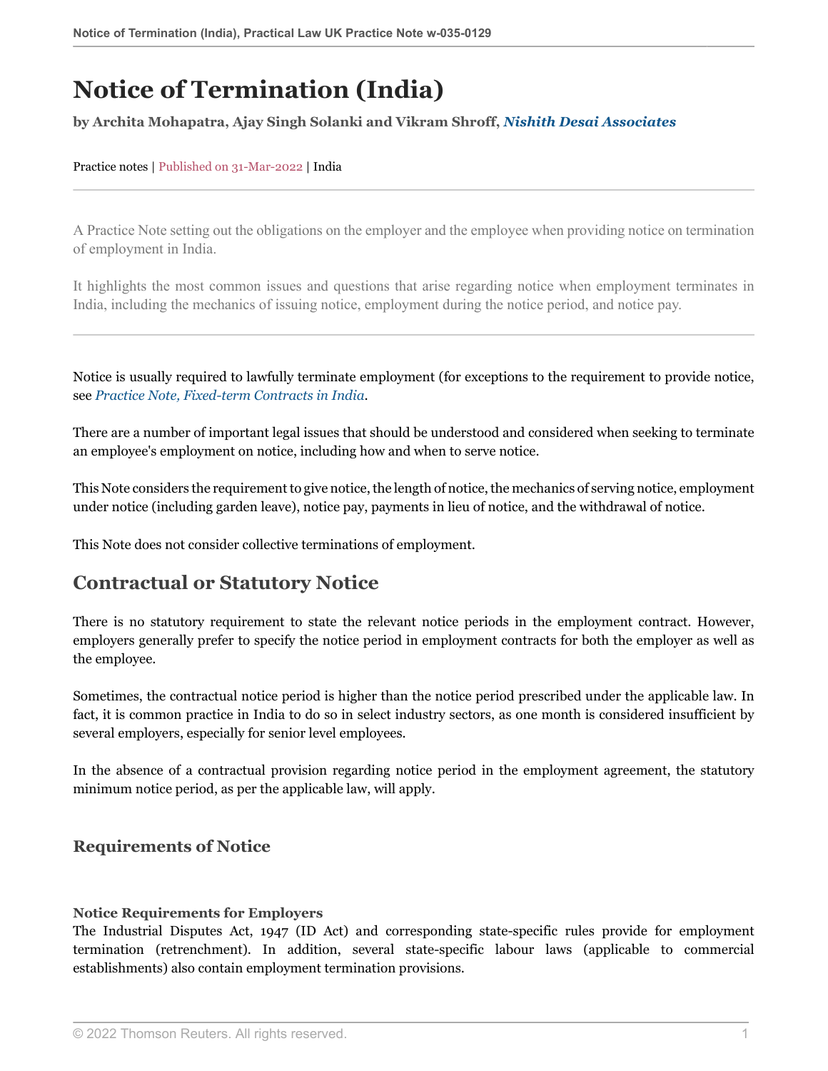# Notice of Termination (India)

**by Archita Mohapatra, Ajay Singh Solanki and Vikram Shroff, *Nishith Desai Associates***

Practice notes | Published on 31-Mar-2022 | India

---

A Practice Note setting out the obligations on the employer and the employee when providing notice on termination of employment in India.

It highlights the most common issues and questions that arise regarding notice when employment terminates in India, including the mechanics of issuing notice, employment during the notice period, and notice pay.

---

Notice is usually required to lawfully terminate employment (for exceptions to the requirement to provide notice, see *Practice Note, Fixed-term Contracts in India*.

There are a number of important legal issues that should be understood and considered when seeking to terminate an employee's employment on notice, including how and when to serve notice.

This Note considers the requirement to give notice, the length of notice, the mechanics of serving notice, employment under notice (including garden leave), notice pay, payments in lieu of notice, and the withdrawal of notice.

This Note does not consider collective terminations of employment.

## Contractual or Statutory Notice

There is no statutory requirement to state the relevant notice periods in the employment contract. However, employers generally prefer to specify the notice period in employment contracts for both the employer as well as the employee.

Sometimes, the contractual notice period is higher than the notice period prescribed under the applicable law. In fact, it is common practice in India to do so in select industry sectors, as one month is considered insufficient by several employers, especially for senior level employees.

In the absence of a contractual provision regarding notice period in the employment agreement, the statutory minimum notice period, as per the applicable law, will apply.

### Requirements of Notice

#### Notice Requirements for Employers

The Industrial Disputes Act, 1947 (ID Act) and corresponding state-specific rules provide for employment termination (retrenchment). In addition, several state-specific labour laws (applicable to commercial establishments) also contain employment termination provisions.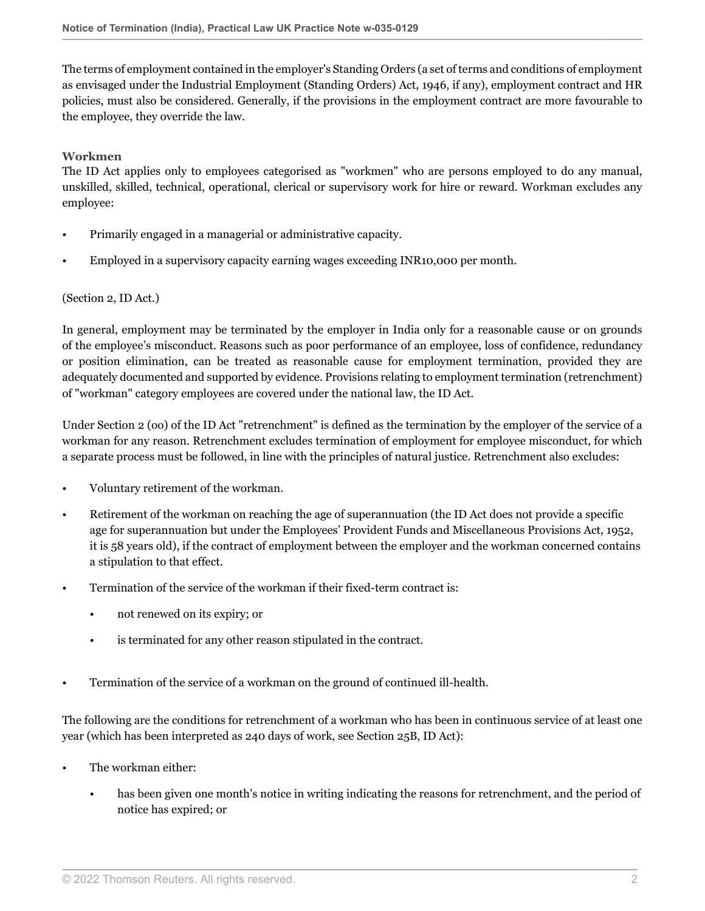The terms of employment contained in the employer's Standing Orders (a set of terms and conditions of employment as envisaged under the Industrial Employment (Standing Orders) Act, 1946, if any), employment contract and HR policies, must also be considered. Generally, if the provisions in the employment contract are more favourable to the employee, they override the law.

### Workmen

The ID Act applies only to employees categorised as "workmen" who are persons employed to do any manual, unskilled, skilled, technical, operational, clerical or supervisory work for hire or reward. Workman excludes any employee:

- Primarily engaged in a managerial or administrative capacity.
- Employed in a supervisory capacity earning wages exceeding INR10,000 per month.

(Section 2, ID Act.)

In general, employment may be terminated by the employer in India only for a reasonable cause or on grounds of the employee's misconduct. Reasons such as poor performance of an employee, loss of confidence, redundancy or position elimination, can be treated as reasonable cause for employment termination, provided they are adequately documented and supported by evidence. Provisions relating to employment termination (retrenchment) of "workman" category employees are covered under the national law, the ID Act.

Under Section 2 (oo) of the ID Act "retrenchment" is defined as the termination by the employer of the service of a workman for any reason. Retrenchment excludes termination of employment for employee misconduct, for which a separate process must be followed, in line with the principles of natural justice. Retrenchment also excludes:

- Voluntary retirement of the workman.
- Retirement of the workman on reaching the age of superannuation (the ID Act does not provide a specific age for superannuation but under the Employees' Provident Funds and Miscellaneous Provisions Act, 1952, it is 58 years old), if the contract of employment between the employer and the workman concerned contains a stipulation to that effect.
- Termination of the service of the workman if their fixed-term contract is:
  - not renewed on its expiry; or
  - is terminated for any other reason stipulated in the contract.
- Termination of the service of a workman on the ground of continued ill-health.

The following are the conditions for retrenchment of a workman who has been in continuous service of at least one year (which has been interpreted as 240 days of work, see Section 25B, ID Act):

- The workman either:
  - has been given one month's notice in writing indicating the reasons for retrenchment, and the period of notice has expired; or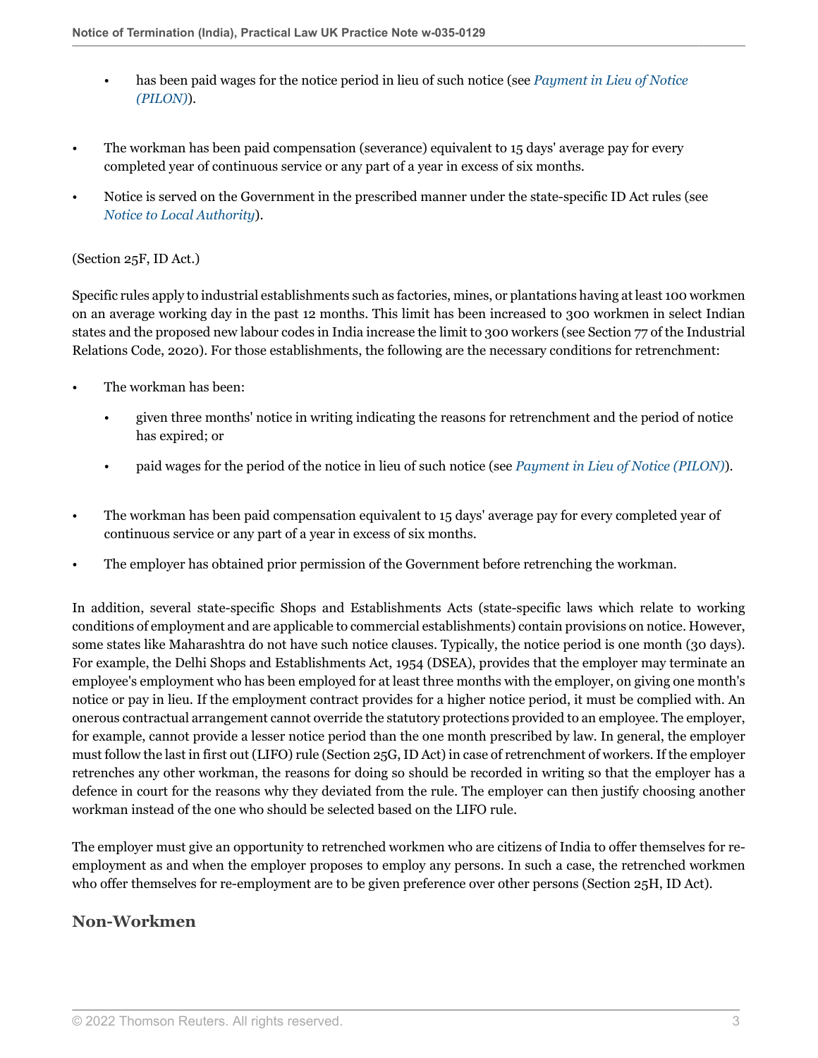- has been paid wages for the notice period in lieu of such notice (see *Payment in Lieu of Notice (PILON)*).
- The workman has been paid compensation (severance) equivalent to 15 days' average pay for every completed year of continuous service or any part of a year in excess of six months.
- Notice is served on the Government in the prescribed manner under the state-specific ID Act rules (see *Notice to Local Authority*).

(Section 25F, ID Act.)

Specific rules apply to industrial establishments such as factories, mines, or plantations having at least 100 workmen on an average working day in the past 12 months. This limit has been increased to 300 workmen in select Indian states and the proposed new labour codes in India increase the limit to 300 workers (see Section 77 of the Industrial Relations Code, 2020). For those establishments, the following are the necessary conditions for retrenchment:

- The workman has been:
  - given three months' notice in writing indicating the reasons for retrenchment and the period of notice has expired; or
  - paid wages for the period of the notice in lieu of such notice (see *Payment in Lieu of Notice (PILON)*).
- The workman has been paid compensation equivalent to 15 days' average pay for every completed year of continuous service or any part of a year in excess of six months.
- The employer has obtained prior permission of the Government before retrenching the workman.

In addition, several state-specific Shops and Establishments Acts (state-specific laws which relate to working conditions of employment and are applicable to commercial establishments) contain provisions on notice. However, some states like Maharashtra do not have such notice clauses. Typically, the notice period is one month (30 days). For example, the Delhi Shops and Establishments Act, 1954 (DSEA), provides that the employer may terminate an employee's employment who has been employed for at least three months with the employer, on giving one month's notice or pay in lieu. If the employment contract provides for a higher notice period, it must be complied with. An onerous contractual arrangement cannot override the statutory protections provided to an employee. The employer, for example, cannot provide a lesser notice period than the one month prescribed by law. In general, the employer must follow the last in first out (LIFO) rule (Section 25G, ID Act) in case of retrenchment of workers. If the employer retrenches any other workman, the reasons for doing so should be recorded in writing so that the employer has a defence in court for the reasons why they deviated from the rule. The employer can then justify choosing another workman instead of the one who should be selected based on the LIFO rule.

The employer must give an opportunity to retrenched workmen who are citizens of India to offer themselves for re-employment as and when the employer proposes to employ any persons. In such a case, the retrenched workmen who offer themselves for re-employment are to be given preference over other persons (Section 25H, ID Act).

## Non-Workmen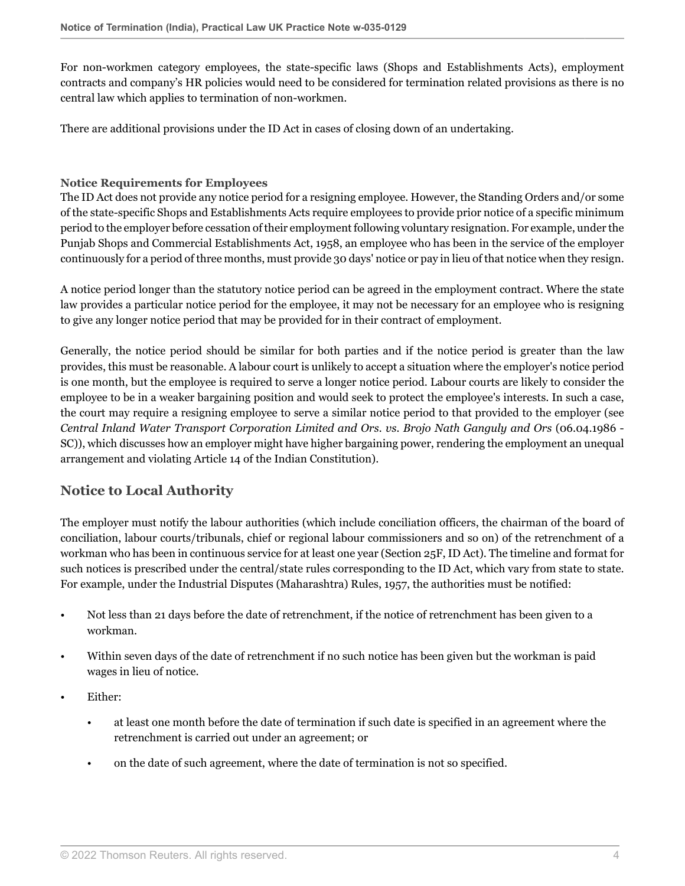For non-workmen category employees, the state-specific laws (Shops and Establishments Acts), employment contracts and company's HR policies would need to be considered for termination related provisions as there is no central law which applies to termination of non-workmen.

There are additional provisions under the ID Act in cases of closing down of an undertaking.

### Notice Requirements for Employees

The ID Act does not provide any notice period for a resigning employee. However, the Standing Orders and/or some of the state-specific Shops and Establishments Acts require employees to provide prior notice of a specific minimum period to the employer before cessation of their employment following voluntary resignation. For example, under the Punjab Shops and Commercial Establishments Act, 1958, an employee who has been in the service of the employer continuously for a period of three months, must provide 30 days' notice or pay in lieu of that notice when they resign.

A notice period longer than the statutory notice period can be agreed in the employment contract. Where the state law provides a particular notice period for the employee, it may not be necessary for an employee who is resigning to give any longer notice period that may be provided for in their contract of employment.

Generally, the notice period should be similar for both parties and if the notice period is greater than the law provides, this must be reasonable. A labour court is unlikely to accept a situation where the employer's notice period is one month, but the employee is required to serve a longer notice period. Labour courts are likely to consider the employee to be in a weaker bargaining position and would seek to protect the employee's interests. In such a case, the court may require a resigning employee to serve a similar notice period to that provided to the employer (see *Central Inland Water Transport Corporation Limited and Ors. vs. Brojo Nath Ganguly and Ors* (06.04.1986 - SC)), which discusses how an employer might have higher bargaining power, rendering the employment an unequal arrangement and violating Article 14 of the Indian Constitution).

## Notice to Local Authority

The employer must notify the labour authorities (which include conciliation officers, the chairman of the board of conciliation, labour courts/tribunals, chief or regional labour commissioners and so on) of the retrenchment of a workman who has been in continuous service for at least one year (Section 25F, ID Act). The timeline and format for such notices is prescribed under the central/state rules corresponding to the ID Act, which vary from state to state. For example, under the Industrial Disputes (Maharashtra) Rules, 1957, the authorities must be notified:

- Not less than 21 days before the date of retrenchment, if the notice of retrenchment has been given to a workman.
- Within seven days of the date of retrenchment if no such notice has been given but the workman is paid wages in lieu of notice.
- Either:
  - at least one month before the date of termination if such date is specified in an agreement where the retrenchment is carried out under an agreement; or
  - on the date of such agreement, where the date of termination is not so specified.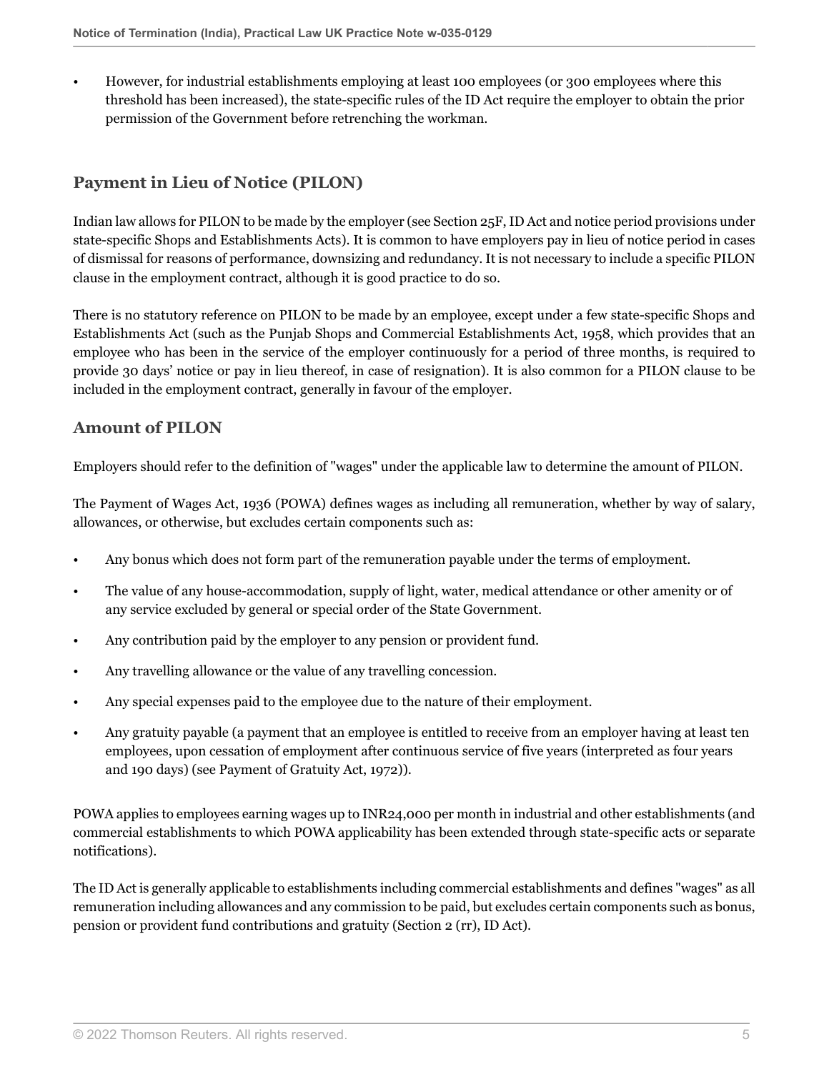- However, for industrial establishments employing at least 100 employees (or 300 employees where this threshold has been increased), the state-specific rules of the ID Act require the employer to obtain the prior permission of the Government before retrenching the workman.

## Payment in Lieu of Notice (PILON)

Indian law allows for PILON to be made by the employer (see Section 25F, ID Act and notice period provisions under state-specific Shops and Establishments Acts). It is common to have employers pay in lieu of notice period in cases of dismissal for reasons of performance, downsizing and redundancy. It is not necessary to include a specific PILON clause in the employment contract, although it is good practice to do so.

There is no statutory reference on PILON to be made by an employee, except under a few state-specific Shops and Establishments Act (such as the Punjab Shops and Commercial Establishments Act, 1958, which provides that an employee who has been in the service of the employer continuously for a period of three months, is required to provide 30 days' notice or pay in lieu thereof, in case of resignation). It is also common for a PILON clause to be included in the employment contract, generally in favour of the employer.

### Amount of PILON

Employers should refer to the definition of "wages" under the applicable law to determine the amount of PILON.

The Payment of Wages Act, 1936 (POWA) defines wages as including all remuneration, whether by way of salary, allowances, or otherwise, but excludes certain components such as:

- Any bonus which does not form part of the remuneration payable under the terms of employment.
- The value of any house-accommodation, supply of light, water, medical attendance or other amenity or of any service excluded by general or special order of the State Government.
- Any contribution paid by the employer to any pension or provident fund.
- Any travelling allowance or the value of any travelling concession.
- Any special expenses paid to the employee due to the nature of their employment.
- Any gratuity payable (a payment that an employee is entitled to receive from an employer having at least ten employees, upon cessation of employment after continuous service of five years (interpreted as four years and 190 days) (see Payment of Gratuity Act, 1972)).

POWA applies to employees earning wages up to INR24,000 per month in industrial and other establishments (and commercial establishments to which POWA applicability has been extended through state-specific acts or separate notifications).

The ID Act is generally applicable to establishments including commercial establishments and defines "wages" as all remuneration including allowances and any commission to be paid, but excludes certain components such as bonus, pension or provident fund contributions and gratuity (Section 2 (rr), ID Act).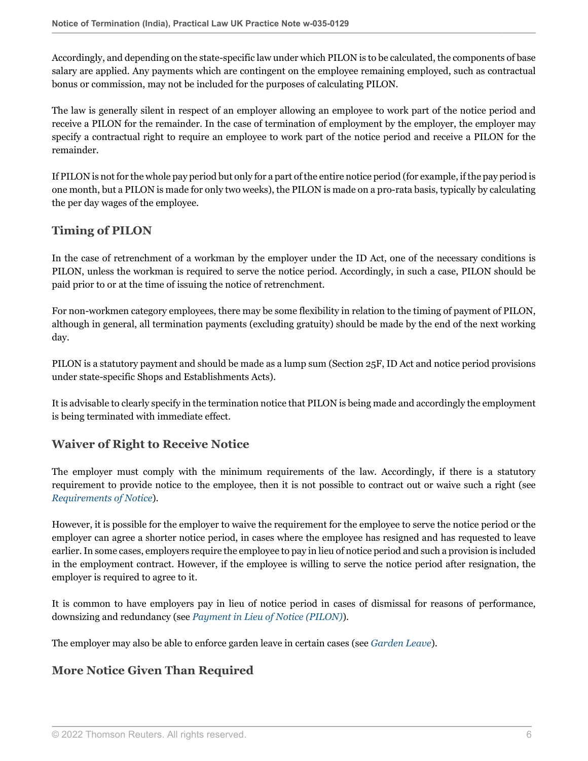Accordingly, and depending on the state-specific law under which PILON is to be calculated, the components of base salary are applied. Any payments which are contingent on the employee remaining employed, such as contractual bonus or commission, may not be included for the purposes of calculating PILON.

The law is generally silent in respect of an employer allowing an employee to work part of the notice period and receive a PILON for the remainder. In the case of termination of employment by the employer, the employer may specify a contractual right to require an employee to work part of the notice period and receive a PILON for the remainder.

If PILON is not for the whole pay period but only for a part of the entire notice period (for example, if the pay period is one month, but a PILON is made for only two weeks), the PILON is made on a pro-rata basis, typically by calculating the per day wages of the employee.

## Timing of PILON

In the case of retrenchment of a workman by the employer under the ID Act, one of the necessary conditions is PILON, unless the workman is required to serve the notice period. Accordingly, in such a case, PILON should be paid prior to or at the time of issuing the notice of retrenchment.

For non-workmen category employees, there may be some flexibility in relation to the timing of payment of PILON, although in general, all termination payments (excluding gratuity) should be made by the end of the next working day.

PILON is a statutory payment and should be made as a lump sum (Section 25F, ID Act and notice period provisions under state-specific Shops and Establishments Acts).

It is advisable to clearly specify in the termination notice that PILON is being made and accordingly the employment is being terminated with immediate effect.

## Waiver of Right to Receive Notice

The employer must comply with the minimum requirements of the law. Accordingly, if there is a statutory requirement to provide notice to the employee, then it is not possible to contract out or waive such a right (see *Requirements of Notice*).

However, it is possible for the employer to waive the requirement for the employee to serve the notice period or the employer can agree a shorter notice period, in cases where the employee has resigned and has requested to leave earlier. In some cases, employers require the employee to pay in lieu of notice period and such a provision is included in the employment contract. However, if the employee is willing to serve the notice period after resignation, the employer is required to agree to it.

It is common to have employers pay in lieu of notice period in cases of dismissal for reasons of performance, downsizing and redundancy (see *Payment in Lieu of Notice (PILON)*).

The employer may also be able to enforce garden leave in certain cases (see *Garden Leave*).

## More Notice Given Than Required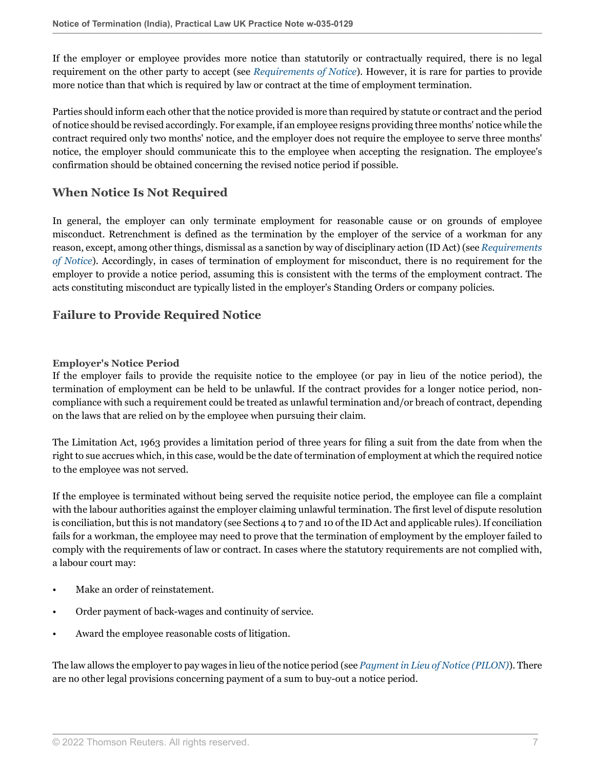If the employer or employee provides more notice than statutorily or contractually required, there is no legal requirement on the other party to accept (see *Requirements of Notice*). However, it is rare for parties to provide more notice than that which is required by law or contract at the time of employment termination.

Parties should inform each other that the notice provided is more than required by statute or contract and the period of notice should be revised accordingly. For example, if an employee resigns providing three months' notice while the contract required only two months' notice, and the employer does not require the employee to serve three months' notice, the employer should communicate this to the employee when accepting the resignation. The employee's confirmation should be obtained concerning the revised notice period if possible.

## When Notice Is Not Required

In general, the employer can only terminate employment for reasonable cause or on grounds of employee misconduct. Retrenchment is defined as the termination by the employer of the service of a workman for any reason, except, among other things, dismissal as a sanction by way of disciplinary action (ID Act) (see *Requirements of Notice*). Accordingly, in cases of termination of employment for misconduct, there is no requirement for the employer to provide a notice period, assuming this is consistent with the terms of the employment contract. The acts constituting misconduct are typically listed in the employer's Standing Orders or company policies.

## Failure to Provide Required Notice

### Employer's Notice Period

If the employer fails to provide the requisite notice to the employee (or pay in lieu of the notice period), the termination of employment can be held to be unlawful. If the contract provides for a longer notice period, non-compliance with such a requirement could be treated as unlawful termination and/or breach of contract, depending on the laws that are relied on by the employee when pursuing their claim.

The Limitation Act, 1963 provides a limitation period of three years for filing a suit from the date from when the right to sue accrues which, in this case, would be the date of termination of employment at which the required notice to the employee was not served.

If the employee is terminated without being served the requisite notice period, the employee can file a complaint with the labour authorities against the employer claiming unlawful termination. The first level of dispute resolution is conciliation, but this is not mandatory (see Sections 4 to 7 and 10 of the ID Act and applicable rules). If conciliation fails for a workman, the employee may need to prove that the termination of employment by the employer failed to comply with the requirements of law or contract. In cases where the statutory requirements are not complied with, a labour court may:

- Make an order of reinstatement.
- Order payment of back-wages and continuity of service.
- Award the employee reasonable costs of litigation.

The law allows the employer to pay wages in lieu of the notice period (see *Payment in Lieu of Notice (PILON)*). There are no other legal provisions concerning payment of a sum to buy-out a notice period.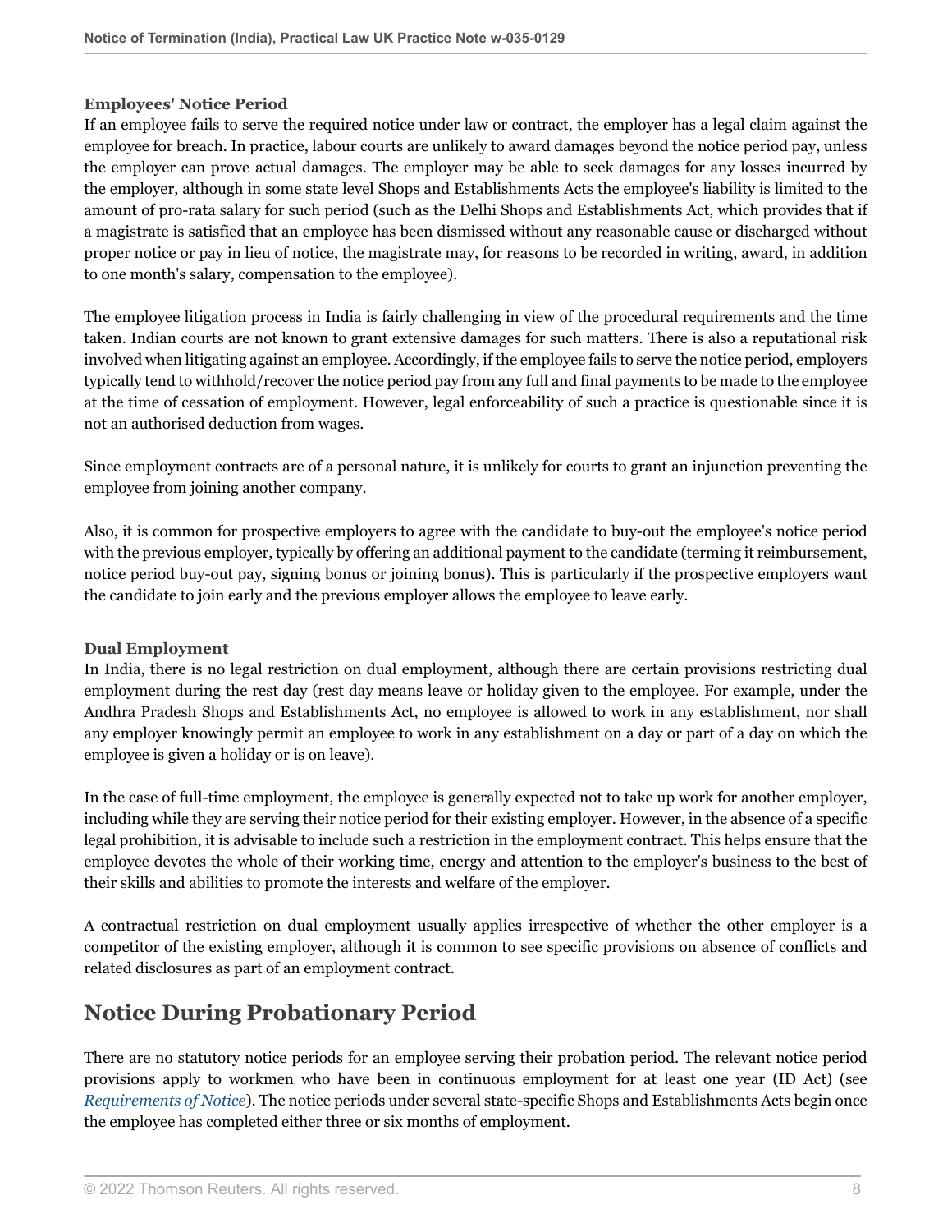### Employees' Notice Period

If an employee fails to serve the required notice under law or contract, the employer has a legal claim against the employee for breach. In practice, labour courts are unlikely to award damages beyond the notice period pay, unless the employer can prove actual damages. The employer may be able to seek damages for any losses incurred by the employer, although in some state level Shops and Establishments Acts the employee's liability is limited to the amount of pro-rata salary for such period (such as the Delhi Shops and Establishments Act, which provides that if a magistrate is satisfied that an employee has been dismissed without any reasonable cause or discharged without proper notice or pay in lieu of notice, the magistrate may, for reasons to be recorded in writing, award, in addition to one month's salary, compensation to the employee).

The employee litigation process in India is fairly challenging in view of the procedural requirements and the time taken. Indian courts are not known to grant extensive damages for such matters. There is also a reputational risk involved when litigating against an employee. Accordingly, if the employee fails to serve the notice period, employers typically tend to withhold/recover the notice period pay from any full and final payments to be made to the employee at the time of cessation of employment. However, legal enforceability of such a practice is questionable since it is not an authorised deduction from wages.

Since employment contracts are of a personal nature, it is unlikely for courts to grant an injunction preventing the employee from joining another company.

Also, it is common for prospective employers to agree with the candidate to buy-out the employee's notice period with the previous employer, typically by offering an additional payment to the candidate (terming it reimbursement, notice period buy-out pay, signing bonus or joining bonus). This is particularly if the prospective employers want the candidate to join early and the previous employer allows the employee to leave early.

### Dual Employment

In India, there is no legal restriction on dual employment, although there are certain provisions restricting dual employment during the rest day (rest day means leave or holiday given to the employee. For example, under the Andhra Pradesh Shops and Establishments Act, no employee is allowed to work in any establishment, nor shall any employer knowingly permit an employee to work in any establishment on a day or part of a day on which the employee is given a holiday or is on leave).

In the case of full-time employment, the employee is generally expected not to take up work for another employer, including while they are serving their notice period for their existing employer. However, in the absence of a specific legal prohibition, it is advisable to include such a restriction in the employment contract. This helps ensure that the employee devotes the whole of their working time, energy and attention to the employer's business to the best of their skills and abilities to promote the interests and welfare of the employer.

A contractual restriction on dual employment usually applies irrespective of whether the other employer is a competitor of the existing employer, although it is common to see specific provisions on absence of conflicts and related disclosures as part of an employment contract.

## Notice During Probationary Period

There are no statutory notice periods for an employee serving their probation period. The relevant notice period provisions apply to workmen who have been in continuous employment for at least one year (ID Act) (see *Requirements of Notice*). The notice periods under several state-specific Shops and Establishments Acts begin once the employee has completed either three or six months of employment.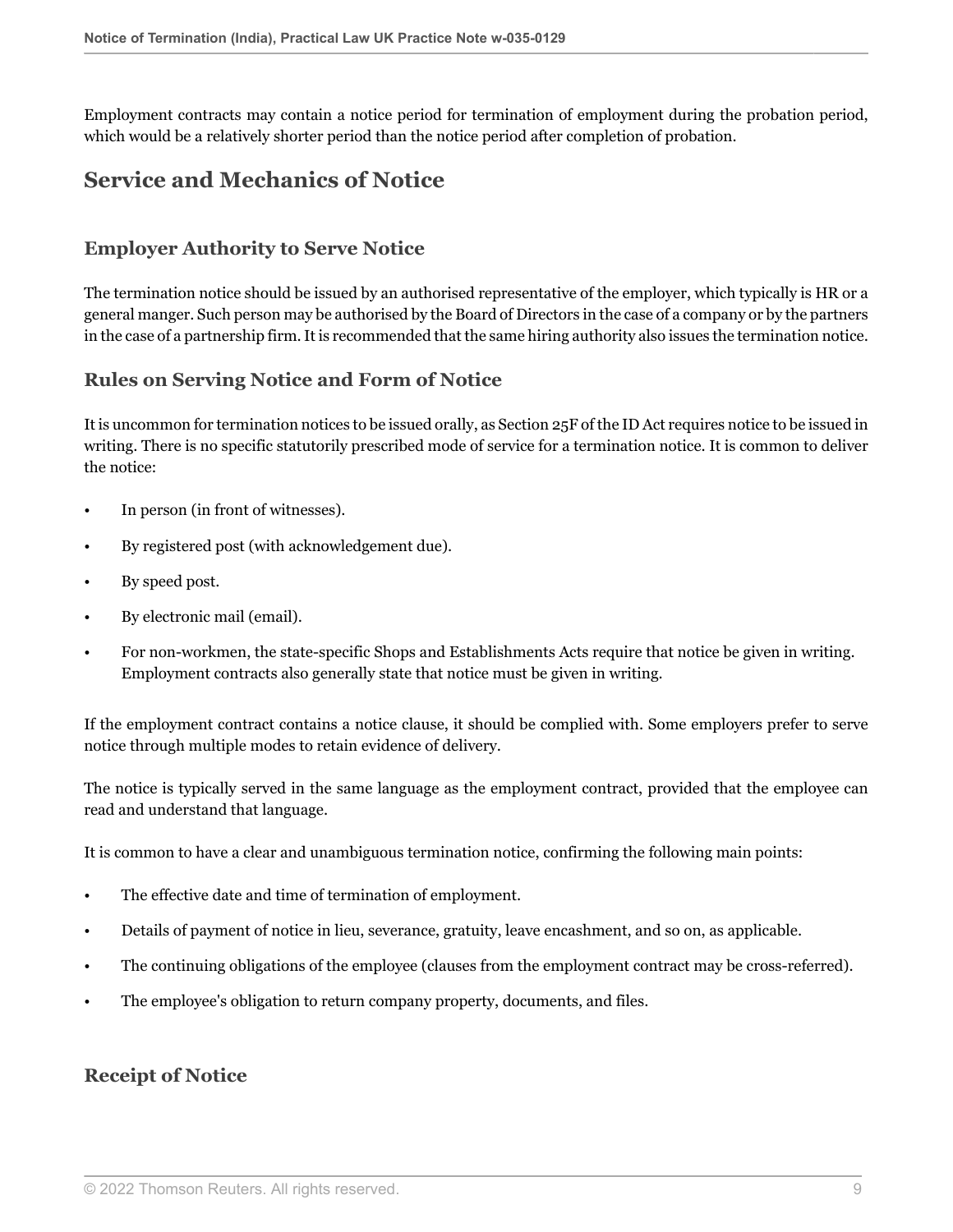Employment contracts may contain a notice period for termination of employment during the probation period, which would be a relatively shorter period than the notice period after completion of probation.

## Service and Mechanics of Notice

### Employer Authority to Serve Notice

The termination notice should be issued by an authorised representative of the employer, which typically is HR or a general manger. Such person may be authorised by the Board of Directors in the case of a company or by the partners in the case of a partnership firm. It is recommended that the same hiring authority also issues the termination notice.

### Rules on Serving Notice and Form of Notice

It is uncommon for termination notices to be issued orally, as Section 25F of the ID Act requires notice to be issued in writing. There is no specific statutorily prescribed mode of service for a termination notice. It is common to deliver the notice:

- In person (in front of witnesses).
- By registered post (with acknowledgement due).
- By speed post.
- By electronic mail (email).
- For non-workmen, the state-specific Shops and Establishments Acts require that notice be given in writing. Employment contracts also generally state that notice must be given in writing.

If the employment contract contains a notice clause, it should be complied with. Some employers prefer to serve notice through multiple modes to retain evidence of delivery.

The notice is typically served in the same language as the employment contract, provided that the employee can read and understand that language.

It is common to have a clear and unambiguous termination notice, confirming the following main points:

- The effective date and time of termination of employment.
- Details of payment of notice in lieu, severance, gratuity, leave encashment, and so on, as applicable.
- The continuing obligations of the employee (clauses from the employment contract may be cross-referred).
- The employee's obligation to return company property, documents, and files.

### Receipt of Notice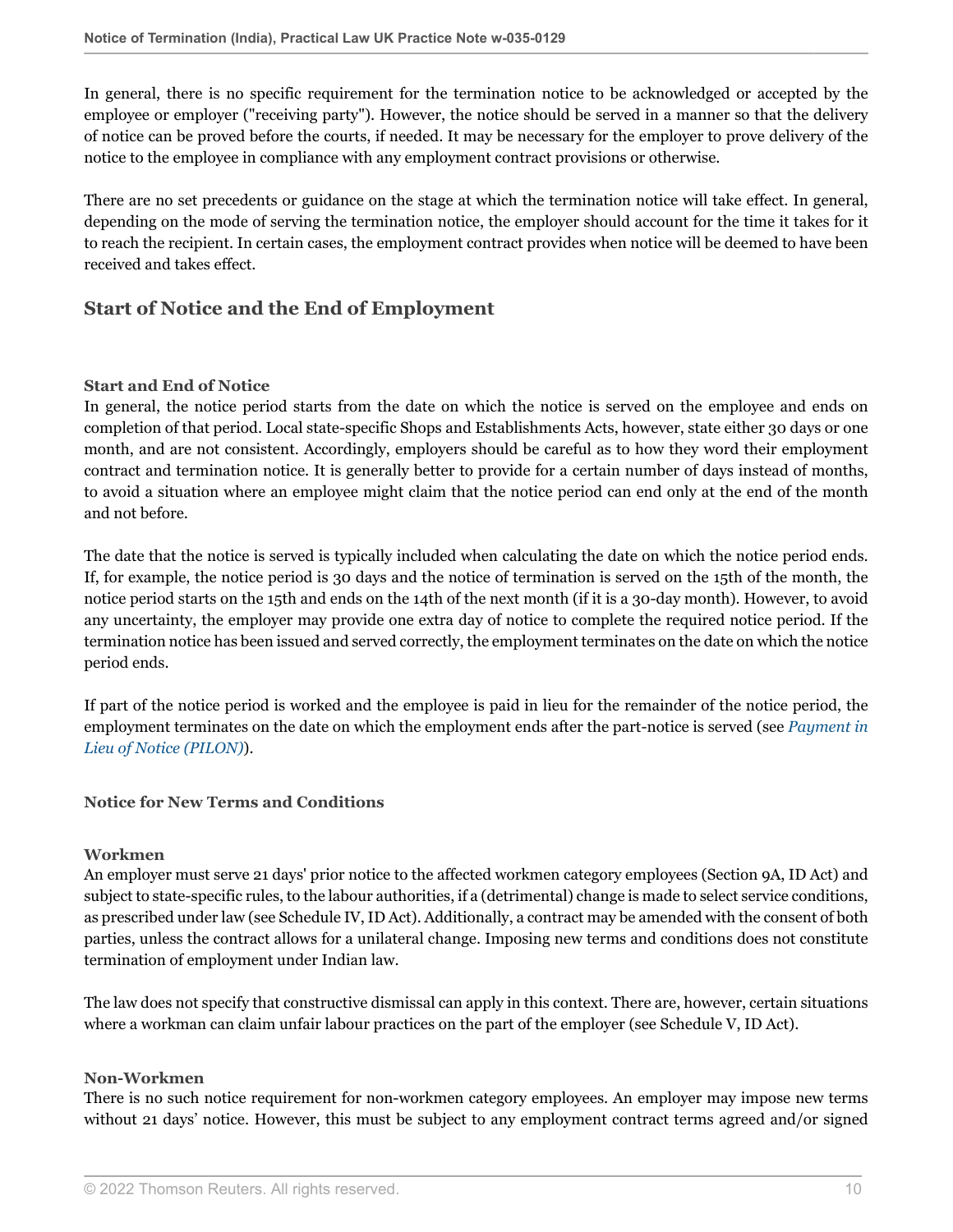In general, there is no specific requirement for the termination notice to be acknowledged or accepted by the employee or employer ("receiving party"). However, the notice should be served in a manner so that the delivery of notice can be proved before the courts, if needed. It may be necessary for the employer to prove delivery of the notice to the employee in compliance with any employment contract provisions or otherwise.

There are no set precedents or guidance on the stage at which the termination notice will take effect. In general, depending on the mode of serving the termination notice, the employer should account for the time it takes for it to reach the recipient. In certain cases, the employment contract provides when notice will be deemed to have been received and takes effect.

## Start of Notice and the End of Employment

### Start and End of Notice

In general, the notice period starts from the date on which the notice is served on the employee and ends on completion of that period. Local state-specific Shops and Establishments Acts, however, state either 30 days or one month, and are not consistent. Accordingly, employers should be careful as to how they word their employment contract and termination notice. It is generally better to provide for a certain number of days instead of months, to avoid a situation where an employee might claim that the notice period can end only at the end of the month and not before.

The date that the notice is served is typically included when calculating the date on which the notice period ends. If, for example, the notice period is 30 days and the notice of termination is served on the 15th of the month, the notice period starts on the 15th and ends on the 14th of the next month (if it is a 30-day month). However, to avoid any uncertainty, the employer may provide one extra day of notice to complete the required notice period. If the termination notice has been issued and served correctly, the employment terminates on the date on which the notice period ends.

If part of the notice period is worked and the employee is paid in lieu for the remainder of the notice period, the employment terminates on the date on which the employment ends after the part-notice is served (see *Payment in Lieu of Notice (PILON)*).

### Notice for New Terms and Conditions

#### Workmen

An employer must serve 21 days' prior notice to the affected workmen category employees (Section 9A, ID Act) and subject to state-specific rules, to the labour authorities, if a (detrimental) change is made to select service conditions, as prescribed under law (see Schedule IV, ID Act). Additionally, a contract may be amended with the consent of both parties, unless the contract allows for a unilateral change. Imposing new terms and conditions does not constitute termination of employment under Indian law.

The law does not specify that constructive dismissal can apply in this context. There are, however, certain situations where a workman can claim unfair labour practices on the part of the employer (see Schedule V, ID Act).

#### Non-Workmen

There is no such notice requirement for non-workmen category employees. An employer may impose new terms without 21 days' notice. However, this must be subject to any employment contract terms agreed and/or signed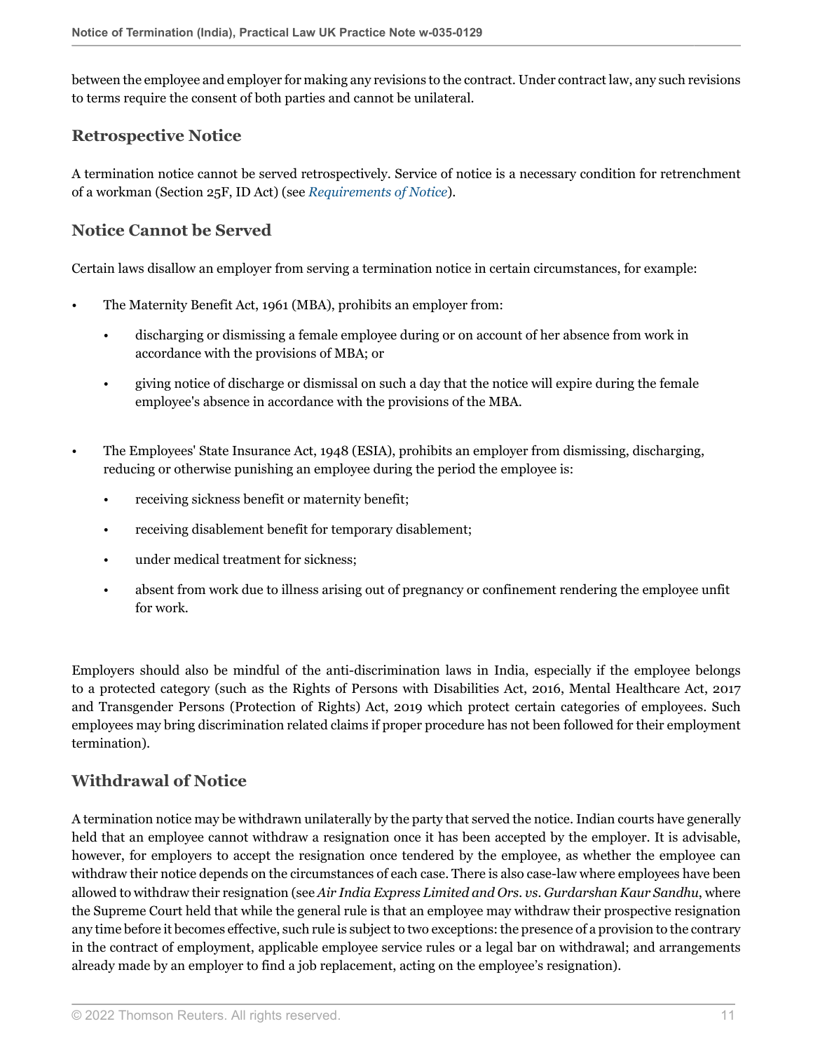between the employee and employer for making any revisions to the contract. Under contract law, any such revisions to terms require the consent of both parties and cannot be unilateral.

## Retrospective Notice

A termination notice cannot be served retrospectively. Service of notice is a necessary condition for retrenchment of a workman (Section 25F, ID Act) (see *Requirements of Notice*).

## Notice Cannot be Served

Certain laws disallow an employer from serving a termination notice in certain circumstances, for example:

- The Maternity Benefit Act, 1961 (MBA), prohibits an employer from:
  - discharging or dismissing a female employee during or on account of her absence from work in accordance with the provisions of MBA; or
  - giving notice of discharge or dismissal on such a day that the notice will expire during the female employee's absence in accordance with the provisions of the MBA.
- The Employees' State Insurance Act, 1948 (ESIA), prohibits an employer from dismissing, discharging, reducing or otherwise punishing an employee during the period the employee is:
  - receiving sickness benefit or maternity benefit;
  - receiving disablement benefit for temporary disablement;
  - under medical treatment for sickness;
  - absent from work due to illness arising out of pregnancy or confinement rendering the employee unfit for work.

Employers should also be mindful of the anti-discrimination laws in India, especially if the employee belongs to a protected category (such as the Rights of Persons with Disabilities Act, 2016, Mental Healthcare Act, 2017 and Transgender Persons (Protection of Rights) Act, 2019 which protect certain categories of employees. Such employees may bring discrimination related claims if proper procedure has not been followed for their employment termination).

## Withdrawal of Notice

A termination notice may be withdrawn unilaterally by the party that served the notice. Indian courts have generally held that an employee cannot withdraw a resignation once it has been accepted by the employer. It is advisable, however, for employers to accept the resignation once tendered by the employee, as whether the employee can withdraw their notice depends on the circumstances of each case. There is also case-law where employees have been allowed to withdraw their resignation (see *Air India Express Limited and Ors. vs. Gurdarshan Kaur Sandhu*, where the Supreme Court held that while the general rule is that an employee may withdraw their prospective resignation any time before it becomes effective, such rule is subject to two exceptions: the presence of a provision to the contrary in the contract of employment, applicable employee service rules or a legal bar on withdrawal; and arrangements already made by an employer to find a job replacement, acting on the employee's resignation).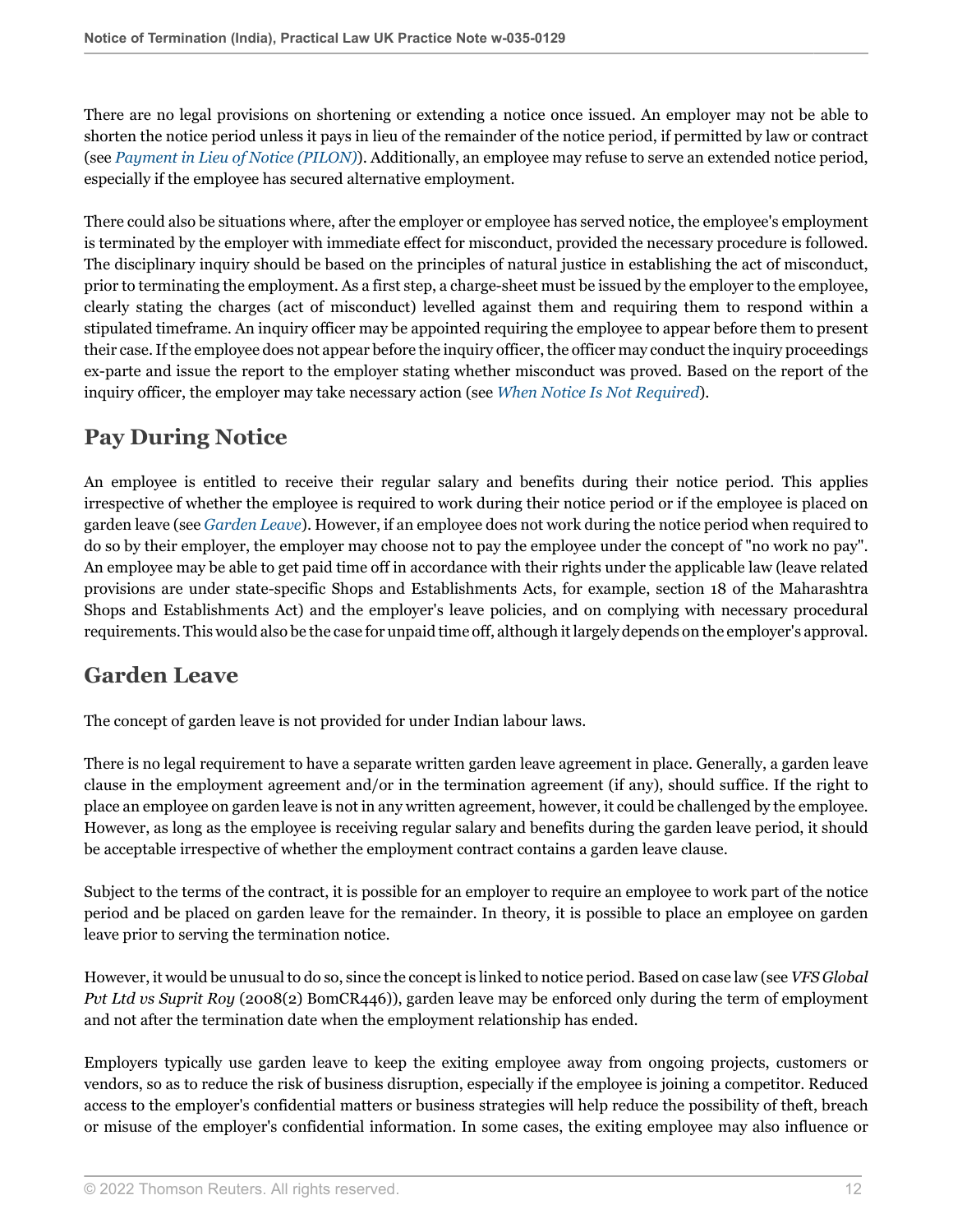There are no legal provisions on shortening or extending a notice once issued. An employer may not be able to shorten the notice period unless it pays in lieu of the remainder of the notice period, if permitted by law or contract (see *Payment in Lieu of Notice (PILON)*). Additionally, an employee may refuse to serve an extended notice period, especially if the employee has secured alternative employment.

There could also be situations where, after the employer or employee has served notice, the employee's employment is terminated by the employer with immediate effect for misconduct, provided the necessary procedure is followed. The disciplinary inquiry should be based on the principles of natural justice in establishing the act of misconduct, prior to terminating the employment. As a first step, a charge-sheet must be issued by the employer to the employee, clearly stating the charges (act of misconduct) levelled against them and requiring them to respond within a stipulated timeframe. An inquiry officer may be appointed requiring the employee to appear before them to present their case. If the employee does not appear before the inquiry officer, the officer may conduct the inquiry proceedings ex-parte and issue the report to the employer stating whether misconduct was proved. Based on the report of the inquiry officer, the employer may take necessary action (see *When Notice Is Not Required*).

## Pay During Notice

An employee is entitled to receive their regular salary and benefits during their notice period. This applies irrespective of whether the employee is required to work during their notice period or if the employee is placed on garden leave (see *Garden Leave*). However, if an employee does not work during the notice period when required to do so by their employer, the employer may choose not to pay the employee under the concept of "no work no pay". An employee may be able to get paid time off in accordance with their rights under the applicable law (leave related provisions are under state-specific Shops and Establishments Acts, for example, section 18 of the Maharashtra Shops and Establishments Act) and the employer's leave policies, and on complying with necessary procedural requirements. This would also be the case for unpaid time off, although it largely depends on the employer's approval.

## Garden Leave

The concept of garden leave is not provided for under Indian labour laws.

There is no legal requirement to have a separate written garden leave agreement in place. Generally, a garden leave clause in the employment agreement and/or in the termination agreement (if any), should suffice. If the right to place an employee on garden leave is not in any written agreement, however, it could be challenged by the employee. However, as long as the employee is receiving regular salary and benefits during the garden leave period, it should be acceptable irrespective of whether the employment contract contains a garden leave clause.

Subject to the terms of the contract, it is possible for an employer to require an employee to work part of the notice period and be placed on garden leave for the remainder. In theory, it is possible to place an employee on garden leave prior to serving the termination notice.

However, it would be unusual to do so, since the concept is linked to notice period. Based on case law (see *VFS Global Pvt Ltd vs Suprit Roy* (2008(2) BomCR446)), garden leave may be enforced only during the term of employment and not after the termination date when the employment relationship has ended.

Employers typically use garden leave to keep the exiting employee away from ongoing projects, customers or vendors, so as to reduce the risk of business disruption, especially if the employee is joining a competitor. Reduced access to the employer's confidential matters or business strategies will help reduce the possibility of theft, breach or misuse of the employer's confidential information. In some cases, the exiting employee may also influence or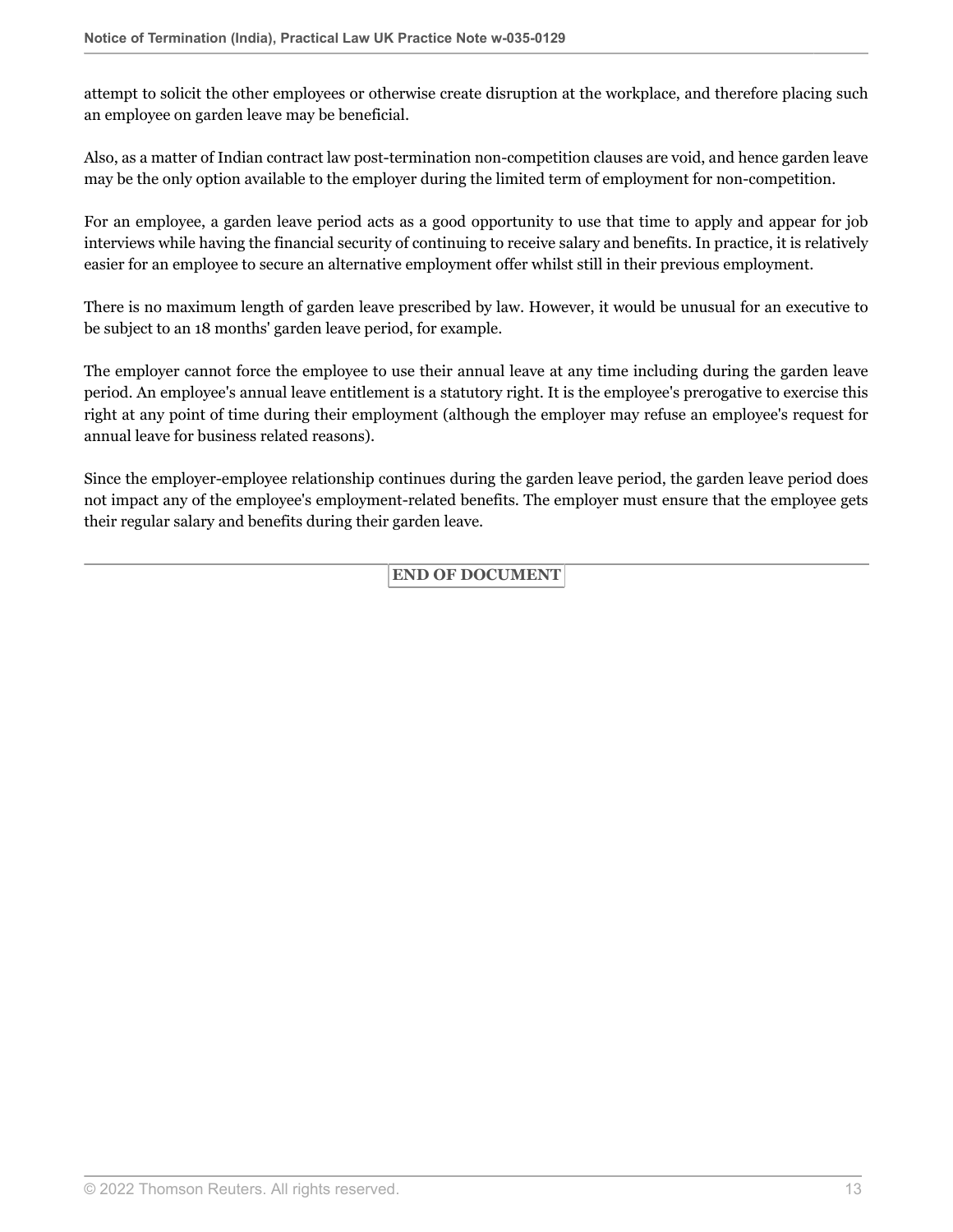attempt to solicit the other employees or otherwise create disruption at the workplace, and therefore placing such an employee on garden leave may be beneficial.

Also, as a matter of Indian contract law post-termination non-competition clauses are void, and hence garden leave may be the only option available to the employer during the limited term of employment for non-competition.

For an employee, a garden leave period acts as a good opportunity to use that time to apply and appear for job interviews while having the financial security of continuing to receive salary and benefits. In practice, it is relatively easier for an employee to secure an alternative employment offer whilst still in their previous employment.

There is no maximum length of garden leave prescribed by law. However, it would be unusual for an executive to be subject to an 18 months' garden leave period, for example.

The employer cannot force the employee to use their annual leave at any time including during the garden leave period. An employee's annual leave entitlement is a statutory right. It is the employee's prerogative to exercise this right at any point of time during their employment (although the employer may refuse an employee's request for annual leave for business related reasons).

Since the employer-employee relationship continues during the garden leave period, the garden leave period does not impact any of the employee's employment-related benefits. The employer must ensure that the employee gets their regular salary and benefits during their garden leave.

**END OF DOCUMENT**